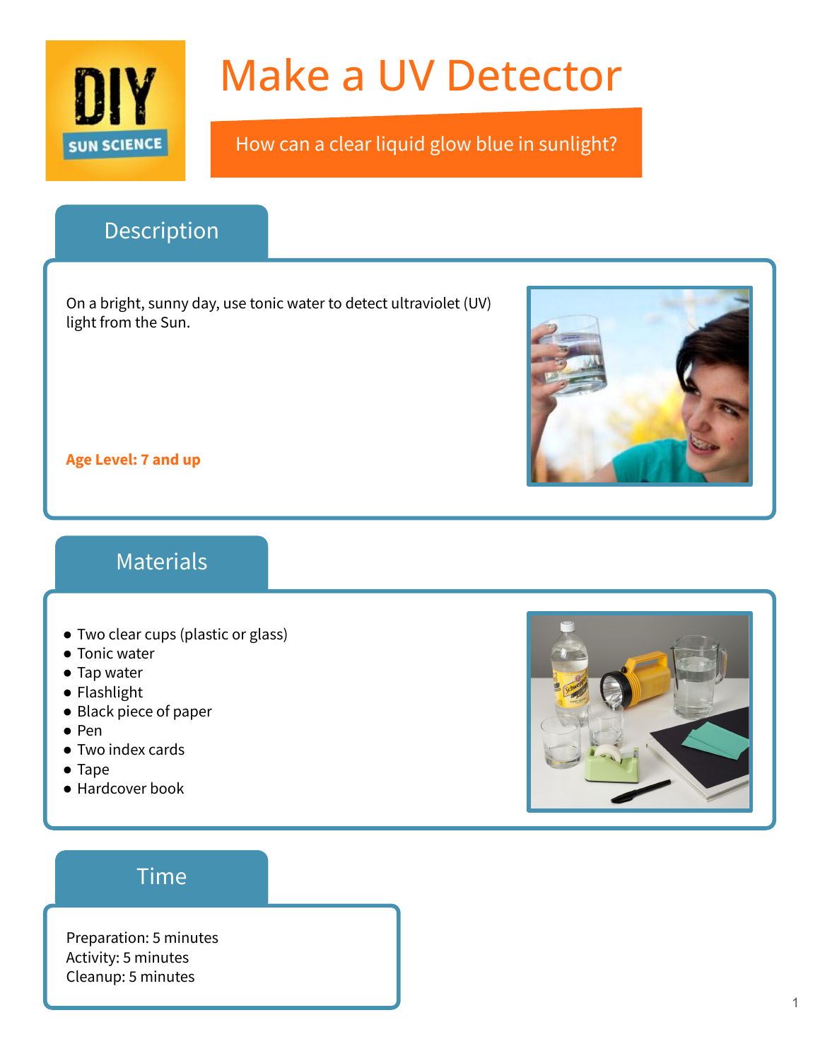DIY SUN SCIENCE

# Make a UV Detector

How can a clear liquid glow blue in sunlight?

## Description

On a bright, sunny day, use tonic water to detect ultraviolet (UV) light from the Sun.

**Age Level: 7 and up**

## Materials

- Two clear cups (plastic or glass)
- Tonic water
- Tap water
- Flashlight
- Black piece of paper
- Pen
- Two index cards
- Tape
- Hardcover book

## Time

Preparation: 5 minutes
Activity: 5 minutes
Cleanup: 5 minutes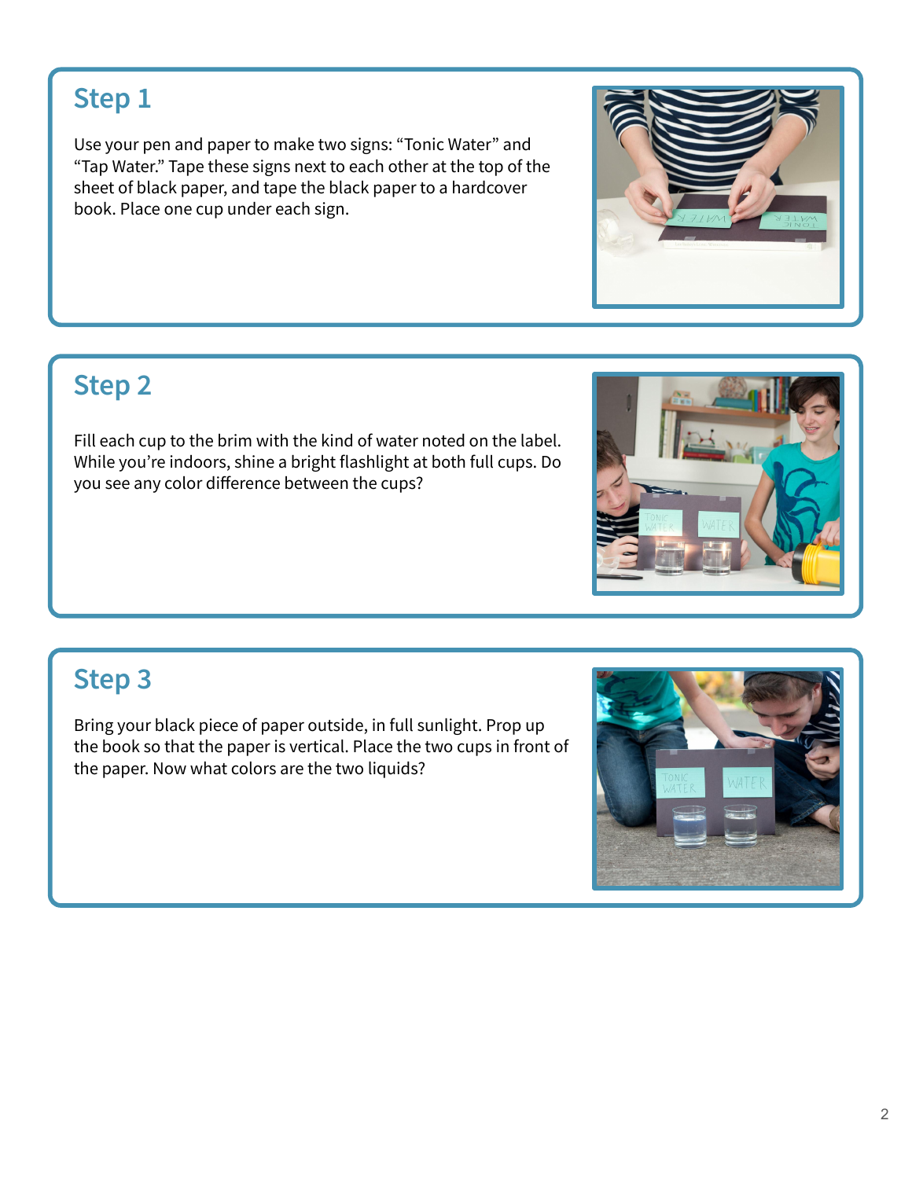## Step 1

Use your pen and paper to make two signs: “Tonic Water” and “Tap Water.” Tape these signs next to each other at the top of the sheet of black paper, and tape the black paper to a hardcover book. Place one cup under each sign.

## Step 2

Fill each cup to the brim with the kind of water noted on the label. While you’re indoors, shine a bright flashlight at both full cups. Do you see any color difference between the cups?

## Step 3

Bring your black piece of paper outside, in full sunlight. Prop up the book so that the paper is vertical. Place the two cups in front of the paper. Now what colors are the two liquids?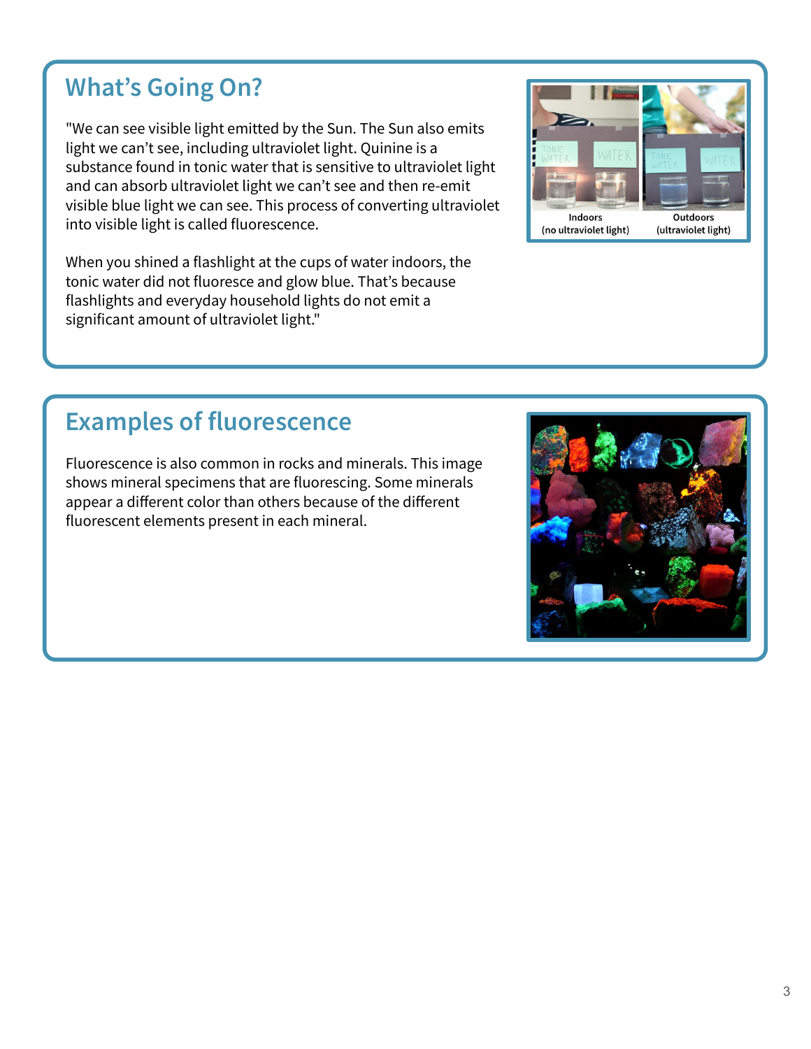## What's Going On?

"We can see visible light emitted by the Sun. The Sun also emits light we can't see, including ultraviolet light. Quinine is a substance found in tonic water that is sensitive to ultraviolet light and can absorb ultraviolet light we can't see and then re-emit visible blue light we can see. This process of converting ultraviolet into visible light is called fluorescence.

When you shined a flashlight at the cups of water indoors, the tonic water did not fluoresce and glow blue. That's because flashlights and everyday household lights do not emit a significant amount of ultraviolet light."

Indoors (no ultraviolet light) | Outdoors (ultraviolet light)

## Examples of fluorescence

Fluorescence is also common in rocks and minerals. This image shows mineral specimens that are fluorescing. Some minerals appear a different color than others because of the different fluorescent elements present in each mineral.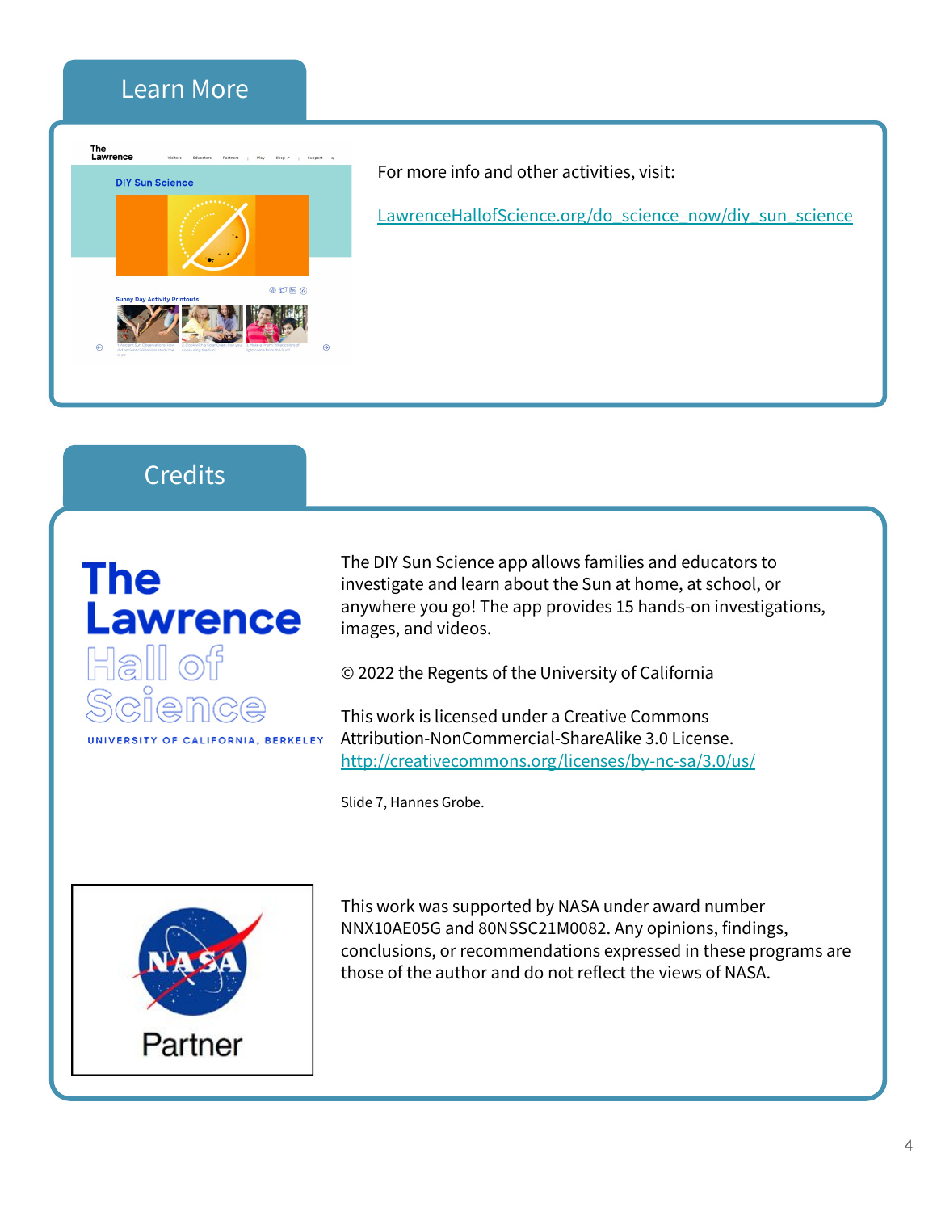## Learn More

For more info and other activities, visit:

LawrenceHallofScience.org/do_science_now/diy_sun_science

## Credits

The DIY Sun Science app allows families and educators to investigate and learn about the Sun at home, at school, or anywhere you go! The app provides 15 hands-on investigations, images, and videos.

© 2022 the Regents of the University of California

This work is licensed under a Creative Commons Attribution-NonCommercial-ShareAlike 3.0 License. http://creativecommons.org/licenses/by-nc-sa/3.0/us/

Slide 7, Hannes Grobe.

This work was supported by NASA under award number NNX10AE05G and 80NSSC21M0082. Any opinions, findings, conclusions, or recommendations expressed in these programs are those of the author and do not reflect the views of NASA.